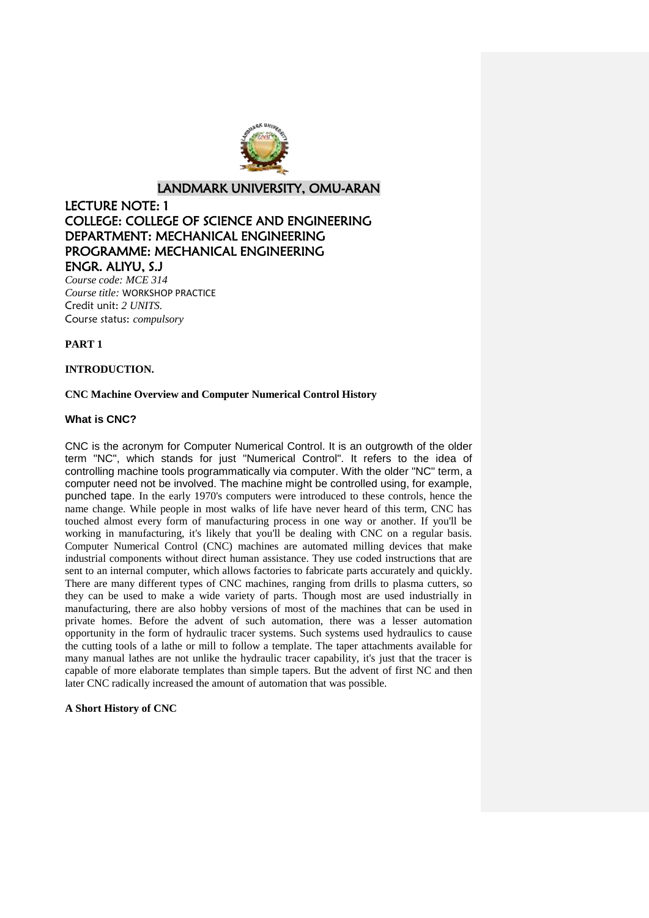# LANDMARK UNIVERSITY, OMU-ARAN

LECTURE NOTE: 1
COLLEGE: COLLEGE OF SCIENCE AND ENGINEERING
DEPARTMENT: MECHANICAL ENGINEERING
PROGRAMME: MECHANICAL ENGINEERING
ENGR. ALIYU, S.J

*Course code: MCE 314*
*Course title:* WORKSHOP PRACTICE
Credit unit: *2 UNITS.*
Course status: *compulsory*

**PART 1**

**INTRODUCTION.**

**CNC Machine Overview and Computer Numerical Control History**

### What is CNC?

CNC is the acronym for Computer Numerical Control. It is an outgrowth of the older term "NC", which stands for just "Numerical Control". It refers to the idea of controlling machine tools programmatically via computer. With the older "NC" term, a computer need not be involved. The machine might be controlled using, for example, punched tape. In the early 1970's computers were introduced to these controls, hence the name change. While people in most walks of life have never heard of this term, CNC has touched almost every form of manufacturing process in one way or another. If you'll be working in manufacturing, it's likely that you'll be dealing with CNC on a regular basis. Computer Numerical Control (CNC) machines are automated milling devices that make industrial components without direct human assistance. They use coded instructions that are sent to an internal computer, which allows factories to fabricate parts accurately and quickly. There are many different types of CNC machines, ranging from drills to plasma cutters, so they can be used to make a wide variety of parts. Though most are used industrially in manufacturing, there are also hobby versions of most of the machines that can be used in private homes. Before the advent of such automation, there was a lesser automation opportunity in the form of hydraulic tracer systems. Such systems used hydraulics to cause the cutting tools of a lathe or mill to follow a template. The taper attachments available for many manual lathes are not unlike the hydraulic tracer capability, it's just that the tracer is capable of more elaborate templates than simple tapers. But the advent of first NC and then later CNC radically increased the amount of automation that was possible.

**A Short History of CNC**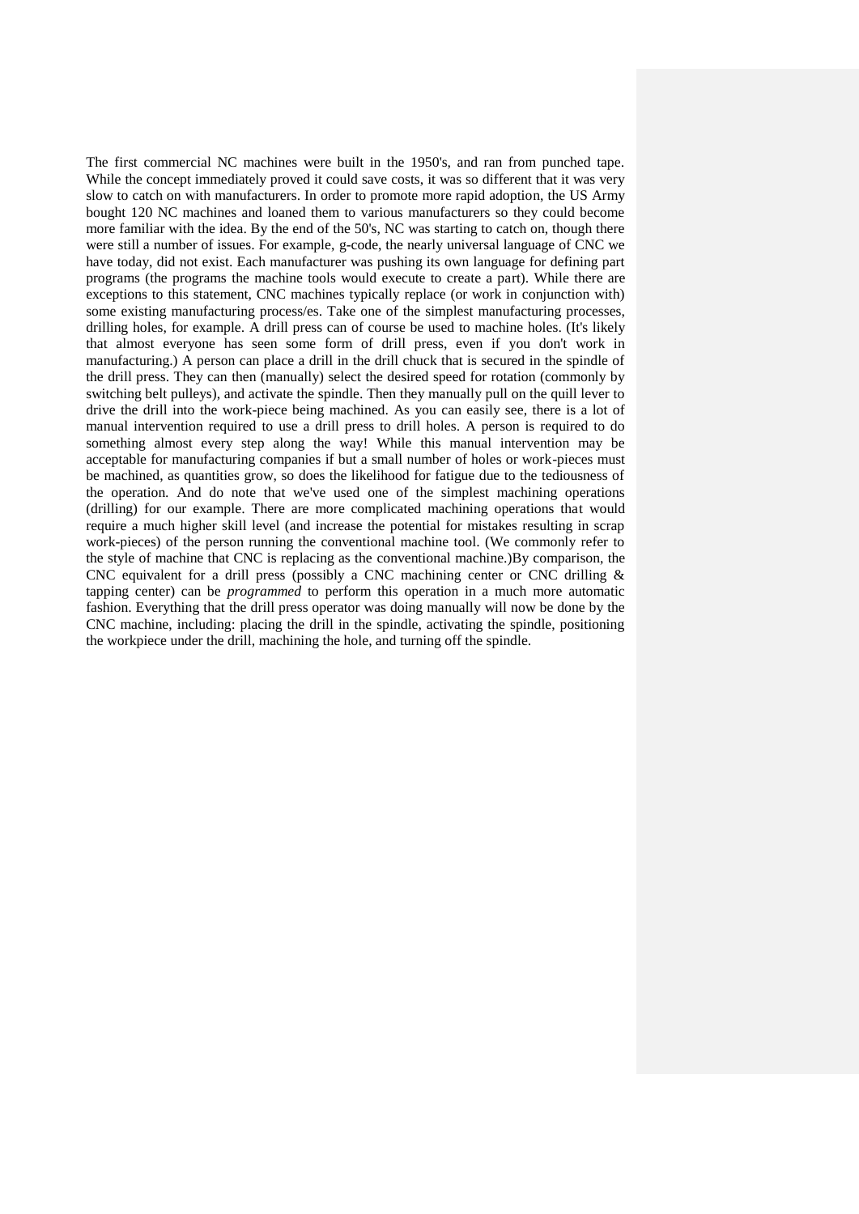The first commercial NC machines were built in the 1950's, and ran from punched tape. While the concept immediately proved it could save costs, it was so different that it was very slow to catch on with manufacturers. In order to promote more rapid adoption, the US Army bought 120 NC machines and loaned them to various manufacturers so they could become more familiar with the idea. By the end of the 50's, NC was starting to catch on, though there were still a number of issues. For example, g-code, the nearly universal language of CNC we have today, did not exist. Each manufacturer was pushing its own language for defining part programs (the programs the machine tools would execute to create a part). While there are exceptions to this statement, CNC machines typically replace (or work in conjunction with) some existing manufacturing process/es. Take one of the simplest manufacturing processes, drilling holes, for example. A drill press can of course be used to machine holes. (It's likely that almost everyone has seen some form of drill press, even if you don't work in manufacturing.) A person can place a drill in the drill chuck that is secured in the spindle of the drill press. They can then (manually) select the desired speed for rotation (commonly by switching belt pulleys), and activate the spindle. Then they manually pull on the quill lever to drive the drill into the work-piece being machined. As you can easily see, there is a lot of manual intervention required to use a drill press to drill holes. A person is required to do something almost every step along the way! While this manual intervention may be acceptable for manufacturing companies if but a small number of holes or work-pieces must be machined, as quantities grow, so does the likelihood for fatigue due to the tediousness of the operation. And do note that we've used one of the simplest machining operations (drilling) for our example. There are more complicated machining operations that would require a much higher skill level (and increase the potential for mistakes resulting in scrap work-pieces) of the person running the conventional machine tool. (We commonly refer to the style of machine that CNC is replacing as the conventional machine.)By comparison, the CNC equivalent for a drill press (possibly a CNC machining center or CNC drilling & tapping center) can be *programmed* to perform this operation in a much more automatic fashion. Everything that the drill press operator was doing manually will now be done by the CNC machine, including: placing the drill in the spindle, activating the spindle, positioning the workpiece under the drill, machining the hole, and turning off the spindle.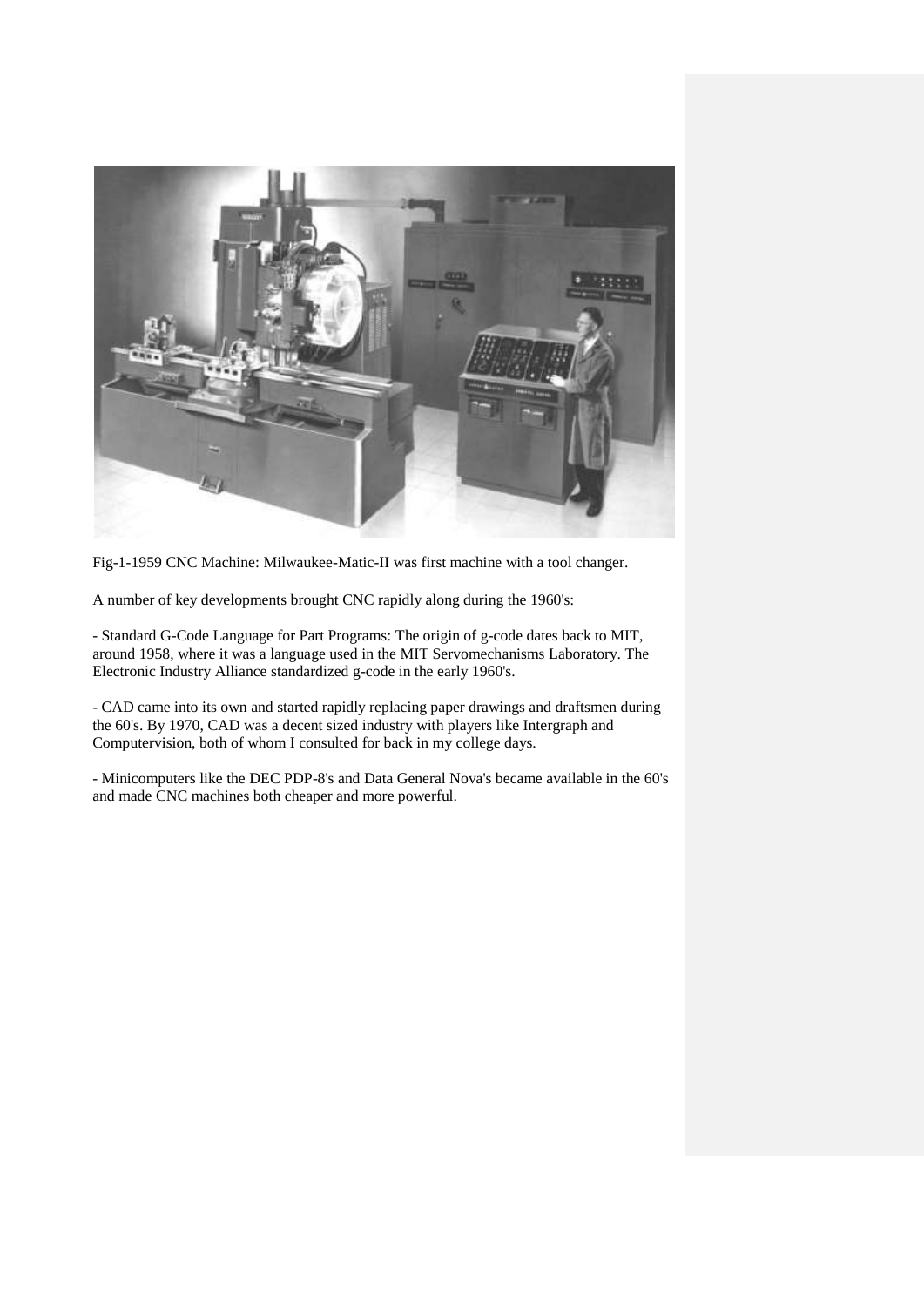Fig-1-1959 CNC Machine: Milwaukee-Matic-II was first machine with a tool changer.

A number of key developments brought CNC rapidly along during the 1960's:

- Standard G-Code Language for Part Programs: The origin of g-code dates back to MIT, around 1958, where it was a language used in the MIT Servomechanisms Laboratory. The Electronic Industry Alliance standardized g-code in the early 1960's.

- CAD came into its own and started rapidly replacing paper drawings and draftsmen during the 60's. By 1970, CAD was a decent sized industry with players like Intergraph and Computervision, both of whom I consulted for back in my college days.

- Minicomputers like the DEC PDP-8's and Data General Nova's became available in the 60's and made CNC machines both cheaper and more powerful.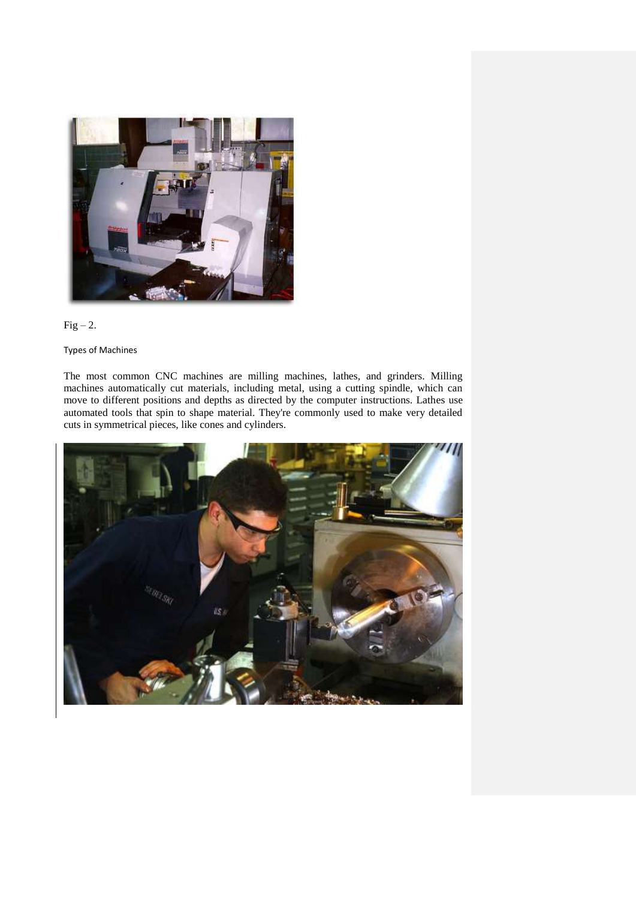Fig – 2.

## Types of Machines

The most common CNC machines are milling machines, lathes, and grinders. Milling machines automatically cut materials, including metal, using a cutting spindle, which can move to different positions and depths as directed by the computer instructions. Lathes use automated tools that spin to shape material. They're commonly used to make very detailed cuts in symmetrical pieces, like cones and cylinders.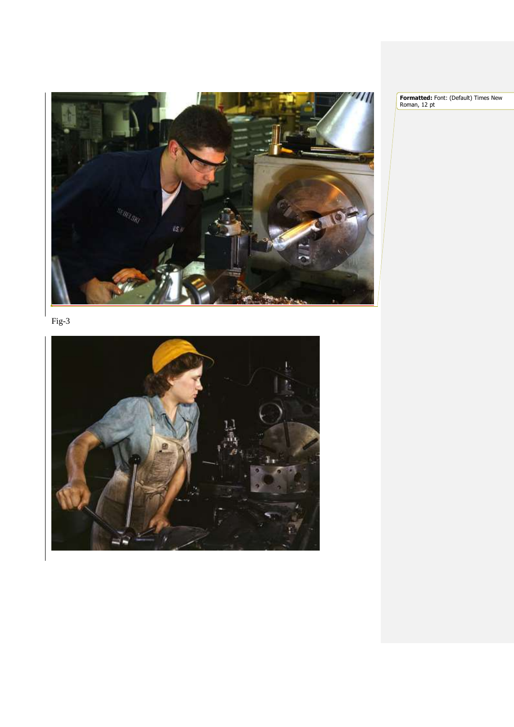Fig-3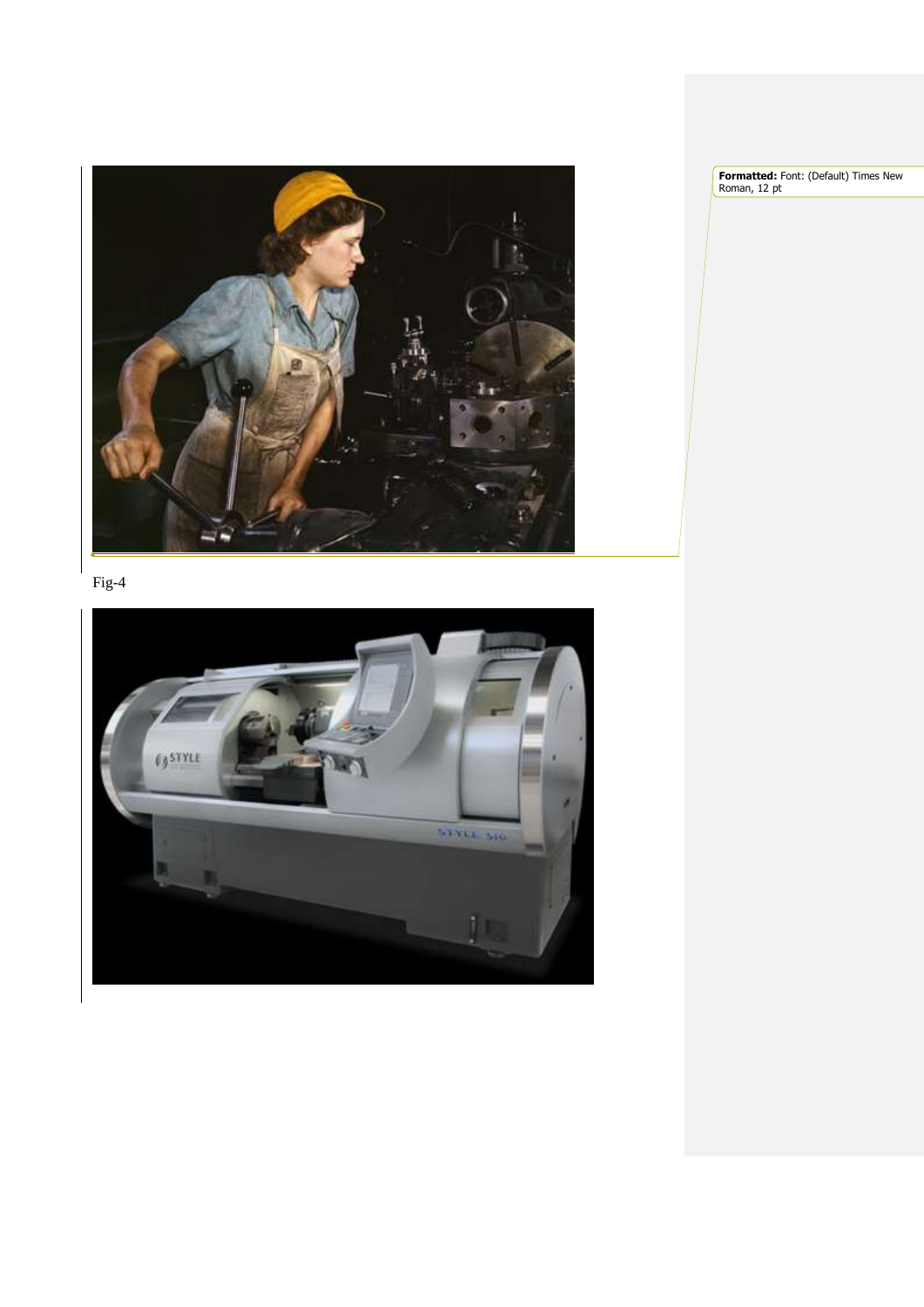Fig-4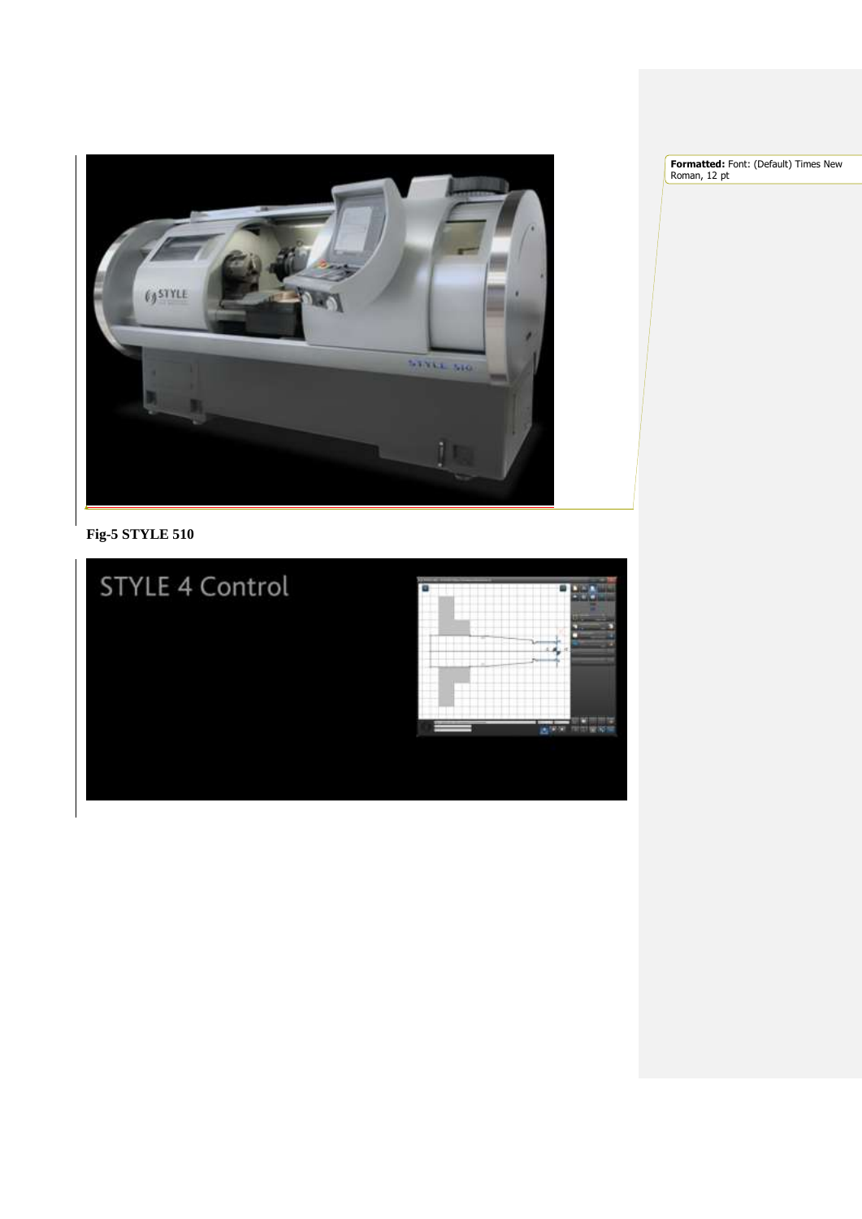**Fig-5 STYLE 510**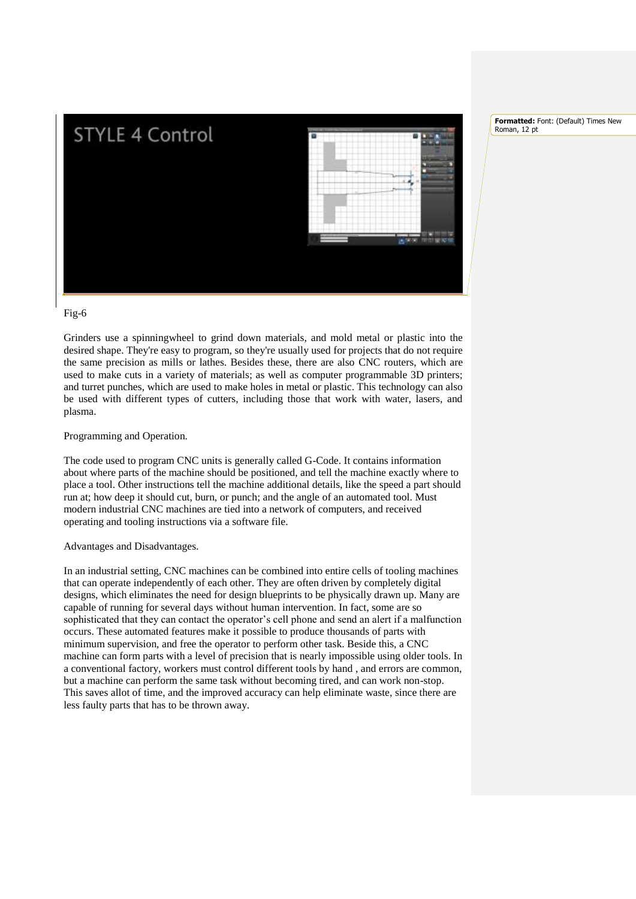STYLE 4 Control

Fig-6

Grinders use a spinningwheel to grind down materials, and mold metal or plastic into the desired shape. They're easy to program, so they're usually used for projects that do not require the same precision as mills or lathes. Besides these, there are also CNC routers, which are used to make cuts in a variety of materials; as well as computer programmable 3D printers; and turret punches, which are used to make holes in metal or plastic. This technology can also be used with different types of cutters, including those that work with water, lasers, and plasma.

Programming and Operation.

The code used to program CNC units is generally called G-Code. It contains information about where parts of the machine should be positioned, and tell the machine exactly where to place a tool. Other instructions tell the machine additional details, like the speed a part should run at; how deep it should cut, burn, or punch; and the angle of an automated tool. Must modern industrial CNC machines are tied into a network of computers, and received operating and tooling instructions via a software file.

Advantages and Disadvantages.

In an industrial setting, CNC machines can be combined into entire cells of tooling machines that can operate independently of each other. They are often driven by completely digital designs, which eliminates the need for design blueprints to be physically drawn up. Many are capable of running for several days without human intervention. In fact, some are so sophisticated that they can contact the operator's cell phone and send an alert if a malfunction occurs. These automated features make it possible to produce thousands of parts with minimum supervision, and free the operator to perform other task. Beside this, a CNC machine can form parts with a level of precision that is nearly impossible using older tools. In a conventional factory, workers must control different tools by hand , and errors are common, but a machine can perform the same task without becoming tired, and can work non-stop. This saves allot of time, and the improved accuracy can help eliminate waste, since there are less faulty parts that has to be thrown away.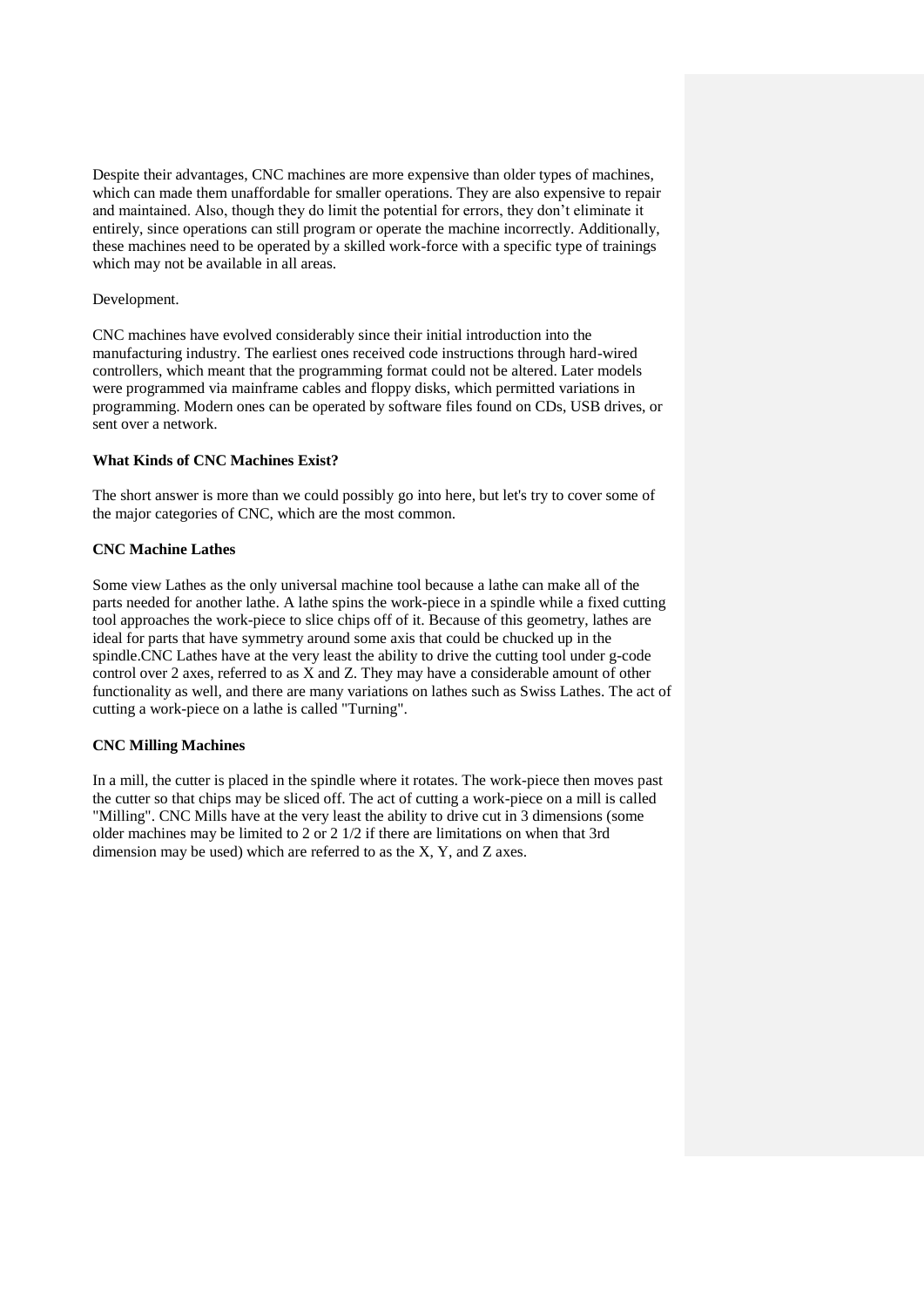Despite their advantages, CNC machines are more expensive than older types of machines, which can made them unaffordable for smaller operations. They are also expensive to repair and maintained. Also, though they do limit the potential for errors, they don't eliminate it entirely, since operations can still program or operate the machine incorrectly. Additionally, these machines need to be operated by a skilled work-force with a specific type of trainings which may not be available in all areas.

Development.

CNC machines have evolved considerably since their initial introduction into the manufacturing industry. The earliest ones received code instructions through hard-wired controllers, which meant that the programming format could not be altered. Later models were programmed via mainframe cables and floppy disks, which permitted variations in programming. Modern ones can be operated by software files found on CDs, USB drives, or sent over a network.

**What Kinds of CNC Machines Exist?**

The short answer is more than we could possibly go into here, but let's try to cover some of the major categories of CNC, which are the most common.

**CNC Machine Lathes**

Some view Lathes as the only universal machine tool because a lathe can make all of the parts needed for another lathe. A lathe spins the work-piece in a spindle while a fixed cutting tool approaches the work-piece to slice chips off of it. Because of this geometry, lathes are ideal for parts that have symmetry around some axis that could be chucked up in the spindle.CNC Lathes have at the very least the ability to drive the cutting tool under g-code control over 2 axes, referred to as X and Z. They may have a considerable amount of other functionality as well, and there are many variations on lathes such as Swiss Lathes. The act of cutting a work-piece on a lathe is called "Turning".

**CNC Milling Machines**

In a mill, the cutter is placed in the spindle where it rotates. The work-piece then moves past the cutter so that chips may be sliced off. The act of cutting a work-piece on a mill is called "Milling". CNC Mills have at the very least the ability to drive cut in 3 dimensions (some older machines may be limited to 2 or 2 1/2 if there are limitations on when that 3rd dimension may be used) which are referred to as the X, Y, and Z axes.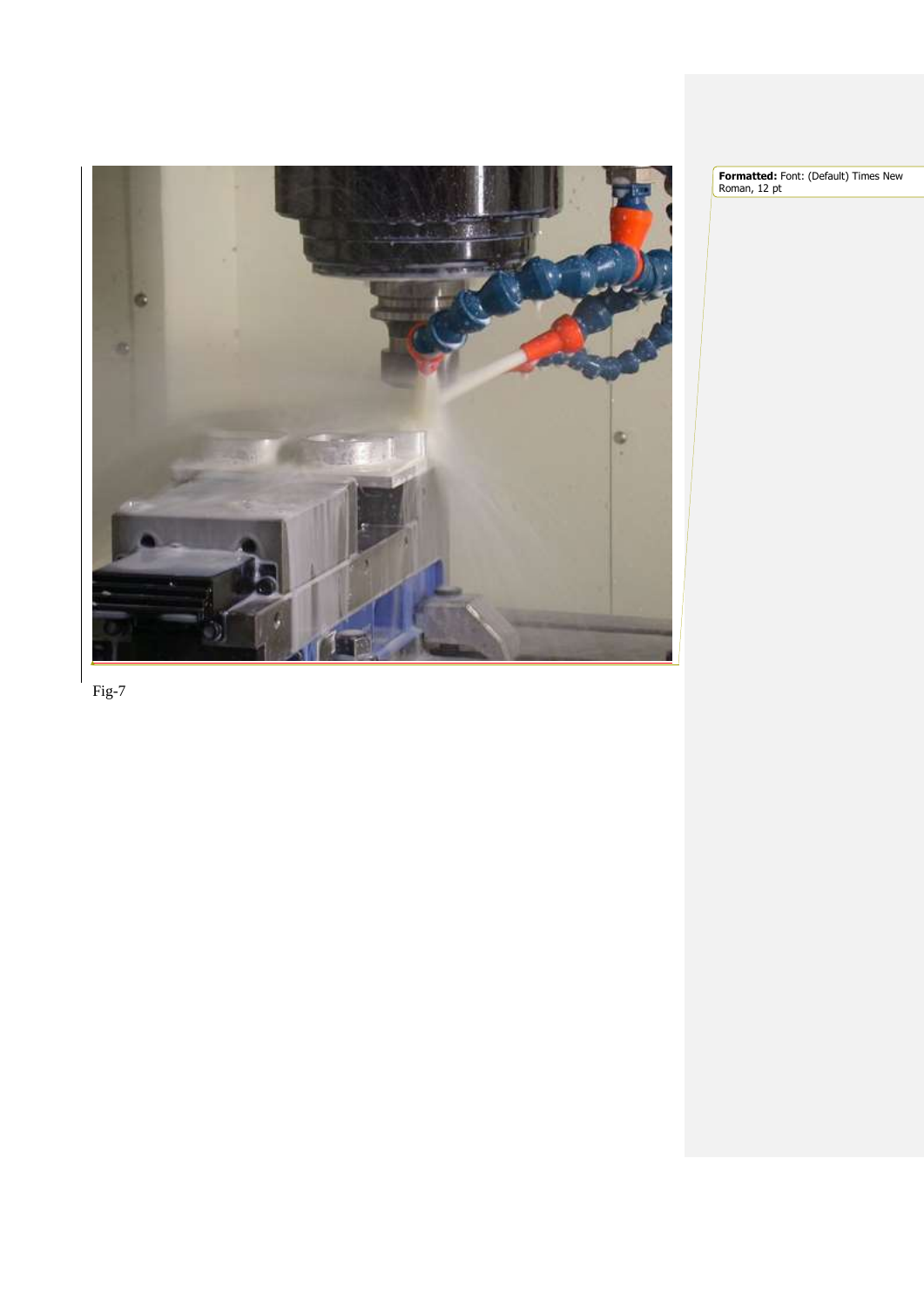Fig-7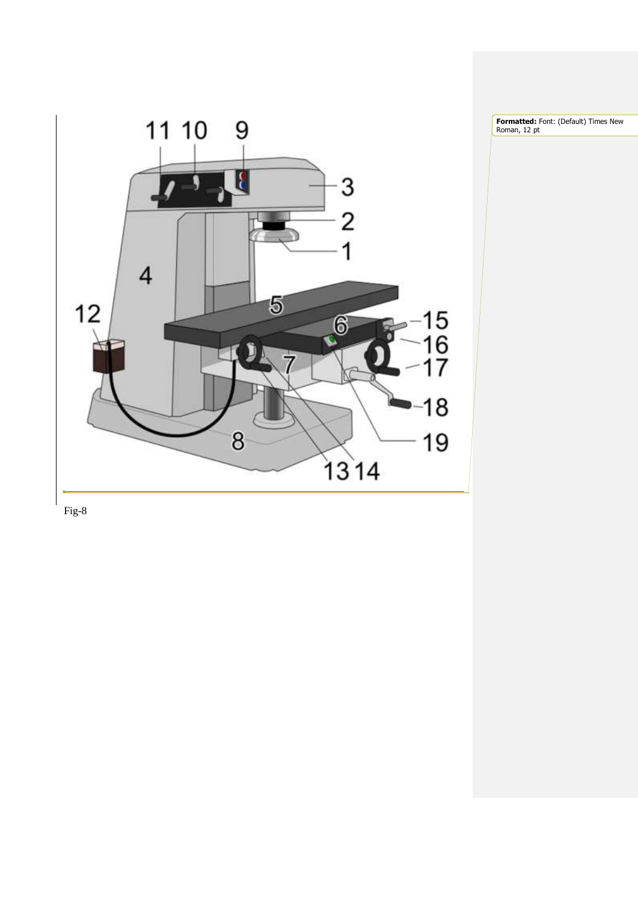Fig-8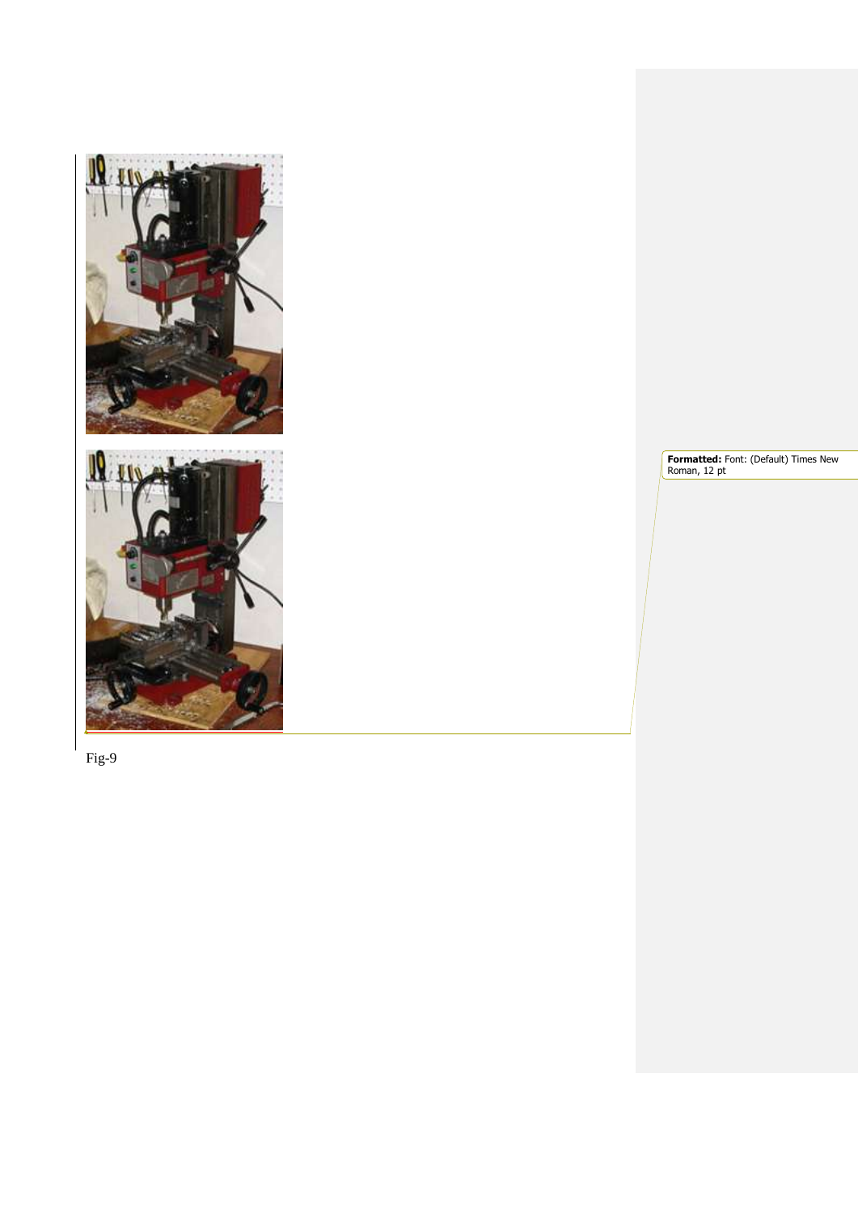Fig-9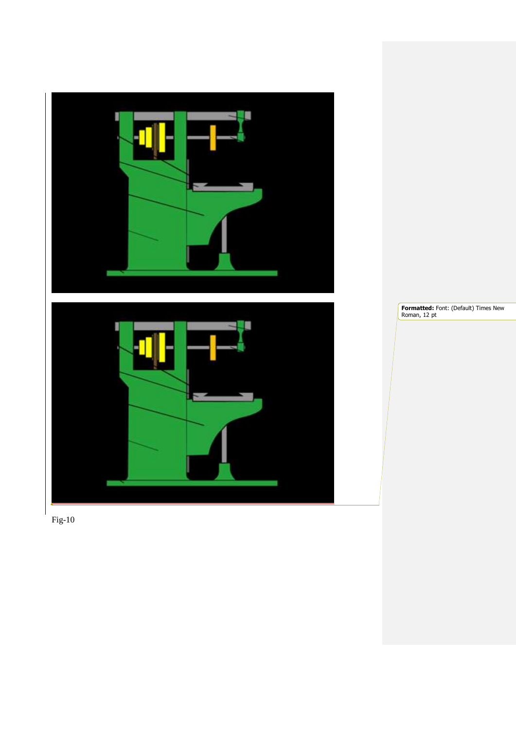Fig-10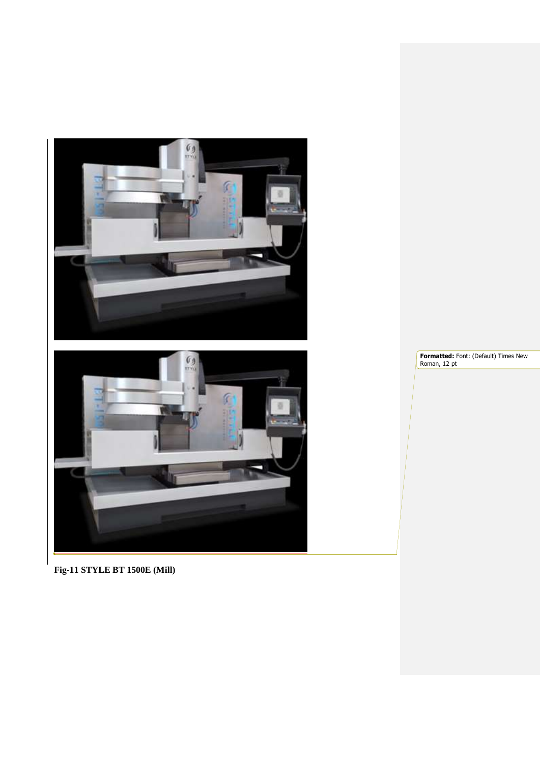Fig-11 STYLE BT 1500E (Mill)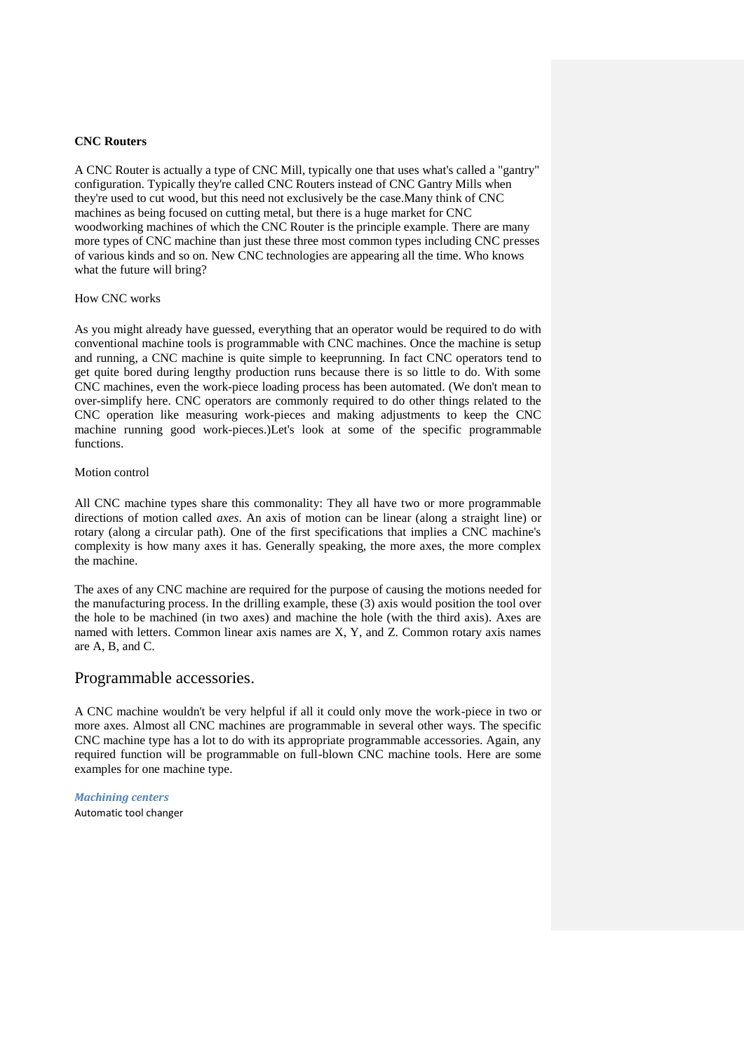**CNC Routers**

A CNC Router is actually a type of CNC Mill, typically one that uses what's called a "gantry" configuration. Typically they're called CNC Routers instead of CNC Gantry Mills when they're used to cut wood, but this need not exclusively be the case.Many think of CNC machines as being focused on cutting metal, but there is a huge market for CNC woodworking machines of which the CNC Router is the principle example. There are many more types of CNC machine than just these three most common types including CNC presses of various kinds and so on. New CNC technologies are appearing all the time. Who knows what the future will bring?

How CNC works

As you might already have guessed, everything that an operator would be required to do with conventional machine tools is programmable with CNC machines. Once the machine is setup and running, a CNC machine is quite simple to keeprunning. In fact CNC operators tend to get quite bored during lengthy production runs because there is so little to do. With some CNC machines, even the work-piece loading process has been automated. (We don't mean to over-simplify here. CNC operators are commonly required to do other things related to the CNC operation like measuring work-pieces and making adjustments to keep the CNC machine running good work-pieces.)Let's look at some of the specific programmable functions.

Motion control

All CNC machine types share this commonality: They all have two or more programmable directions of motion called *axes*. An axis of motion can be linear (along a straight line) or rotary (along a circular path). One of the first specifications that implies a CNC machine's complexity is how many axes it has. Generally speaking, the more axes, the more complex the machine.

The axes of any CNC machine are required for the purpose of causing the motions needed for the manufacturing process. In the drilling example, these (3) axis would position the tool over the hole to be machined (in two axes) and machine the hole (with the third axis). Axes are named with letters. Common linear axis names are X, Y, and Z. Common rotary axis names are A, B, and C.

## Programmable accessories.

A CNC machine wouldn't be very helpful if all it could only move the work-piece in two or more axes. Almost all CNC machines are programmable in several other ways. The specific CNC machine type has a lot to do with its appropriate programmable accessories. Again, any required function will be programmable on full-blown CNC machine tools. Here are some examples for one machine type.

***Machining centers***

Automatic tool changer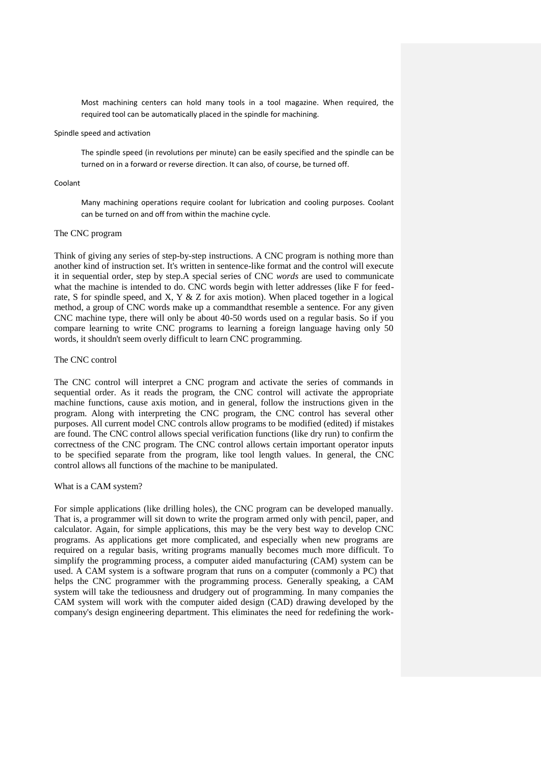Most machining centers can hold many tools in a tool magazine. When required, the required tool can be automatically placed in the spindle for machining.

Spindle speed and activation

The spindle speed (in revolutions per minute) can be easily specified and the spindle can be turned on in a forward or reverse direction. It can also, of course, be turned off.

Coolant

Many machining operations require coolant for lubrication and cooling purposes. Coolant can be turned on and off from within the machine cycle.

## The CNC program

Think of giving any series of step-by-step instructions. A CNC program is nothing more than another kind of instruction set. It's written in sentence-like format and the control will execute it in sequential order, step by step.A special series of CNC *words* are used to communicate what the machine is intended to do. CNC words begin with letter addresses (like F for feed-rate, S for spindle speed, and X, Y & Z for axis motion). When placed together in a logical method, a group of CNC words make up a commandthat resemble a sentence. For any given CNC machine type, there will only be about 40-50 words used on a regular basis. So if you compare learning to write CNC programs to learning a foreign language having only 50 words, it shouldn't seem overly difficult to learn CNC programming.

## The CNC control

The CNC control will interpret a CNC program and activate the series of commands in sequential order. As it reads the program, the CNC control will activate the appropriate machine functions, cause axis motion, and in general, follow the instructions given in the program. Along with interpreting the CNC program, the CNC control has several other purposes. All current model CNC controls allow programs to be modified (edited) if mistakes are found. The CNC control allows special verification functions (like dry run) to confirm the correctness of the CNC program. The CNC control allows certain important operator inputs to be specified separate from the program, like tool length values. In general, the CNC control allows all functions of the machine to be manipulated.

## What is a CAM system?

For simple applications (like drilling holes), the CNC program can be developed manually. That is, a programmer will sit down to write the program armed only with pencil, paper, and calculator. Again, for simple applications, this may be the very best way to develop CNC programs. As applications get more complicated, and especially when new programs are required on a regular basis, writing programs manually becomes much more difficult. To simplify the programming process, a computer aided manufacturing (CAM) system can be used. A CAM system is a software program that runs on a computer (commonly a PC) that helps the CNC programmer with the programming process. Generally speaking, a CAM system will take the tediousness and drudgery out of programming. In many companies the CAM system will work with the computer aided design (CAD) drawing developed by the company's design engineering department. This eliminates the need for redefining the work-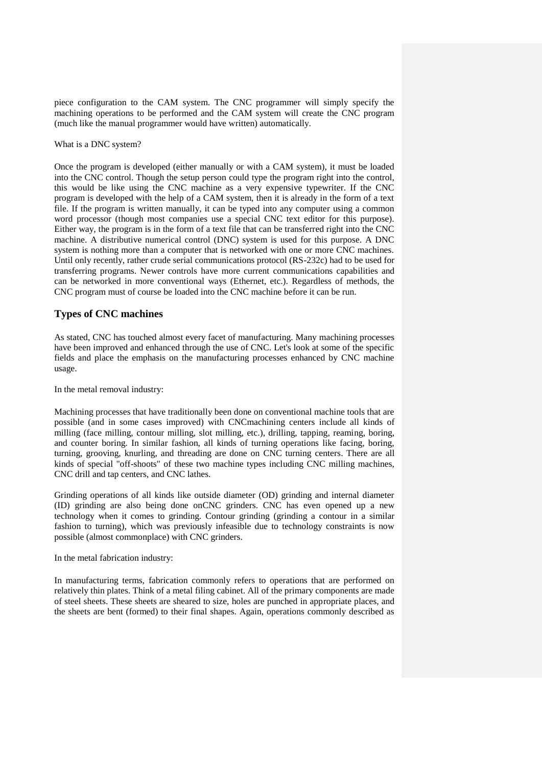piece configuration to the CAM system. The CNC programmer will simply specify the machining operations to be performed and the CAM system will create the CNC program (much like the manual programmer would have written) automatically.

What is a DNC system?

Once the program is developed (either manually or with a CAM system), it must be loaded into the CNC control. Though the setup person could type the program right into the control, this would be like using the CNC machine as a very expensive typewriter. If the CNC program is developed with the help of a CAM system, then it is already in the form of a text file. If the program is written manually, it can be typed into any computer using a common word processor (though most companies use a special CNC text editor for this purpose). Either way, the program is in the form of a text file that can be transferred right into the CNC machine. A distributive numerical control (DNC) system is used for this purpose. A DNC system is nothing more than a computer that is networked with one or more CNC machines. Until only recently, rather crude serial communications protocol (RS-232c) had to be used for transferring programs. Newer controls have more current communications capabilities and can be networked in more conventional ways (Ethernet, etc.). Regardless of methods, the CNC program must of course be loaded into the CNC machine before it can be run.

## Types of CNC machines

As stated, CNC has touched almost every facet of manufacturing. Many machining processes have been improved and enhanced through the use of CNC. Let's look at some of the specific fields and place the emphasis on the manufacturing processes enhanced by CNC machine usage.

In the metal removal industry:

Machining processes that have traditionally been done on conventional machine tools that are possible (and in some cases improved) with CNCmachining centers include all kinds of milling (face milling, contour milling, slot milling, etc.), drilling, tapping, reaming, boring, and counter boring. In similar fashion, all kinds of turning operations like facing, boring, turning, grooving, knurling, and threading are done on CNC turning centers. There are all kinds of special "off-shoots" of these two machine types including CNC milling machines, CNC drill and tap centers, and CNC lathes.

Grinding operations of all kinds like outside diameter (OD) grinding and internal diameter (ID) grinding are also being done onCNC grinders. CNC has even opened up a new technology when it comes to grinding. Contour grinding (grinding a contour in a similar fashion to turning), which was previously infeasible due to technology constraints is now possible (almost commonplace) with CNC grinders.

In the metal fabrication industry:

In manufacturing terms, fabrication commonly refers to operations that are performed on relatively thin plates. Think of a metal filing cabinet. All of the primary components are made of steel sheets. These sheets are sheared to size, holes are punched in appropriate places, and the sheets are bent (formed) to their final shapes. Again, operations commonly described as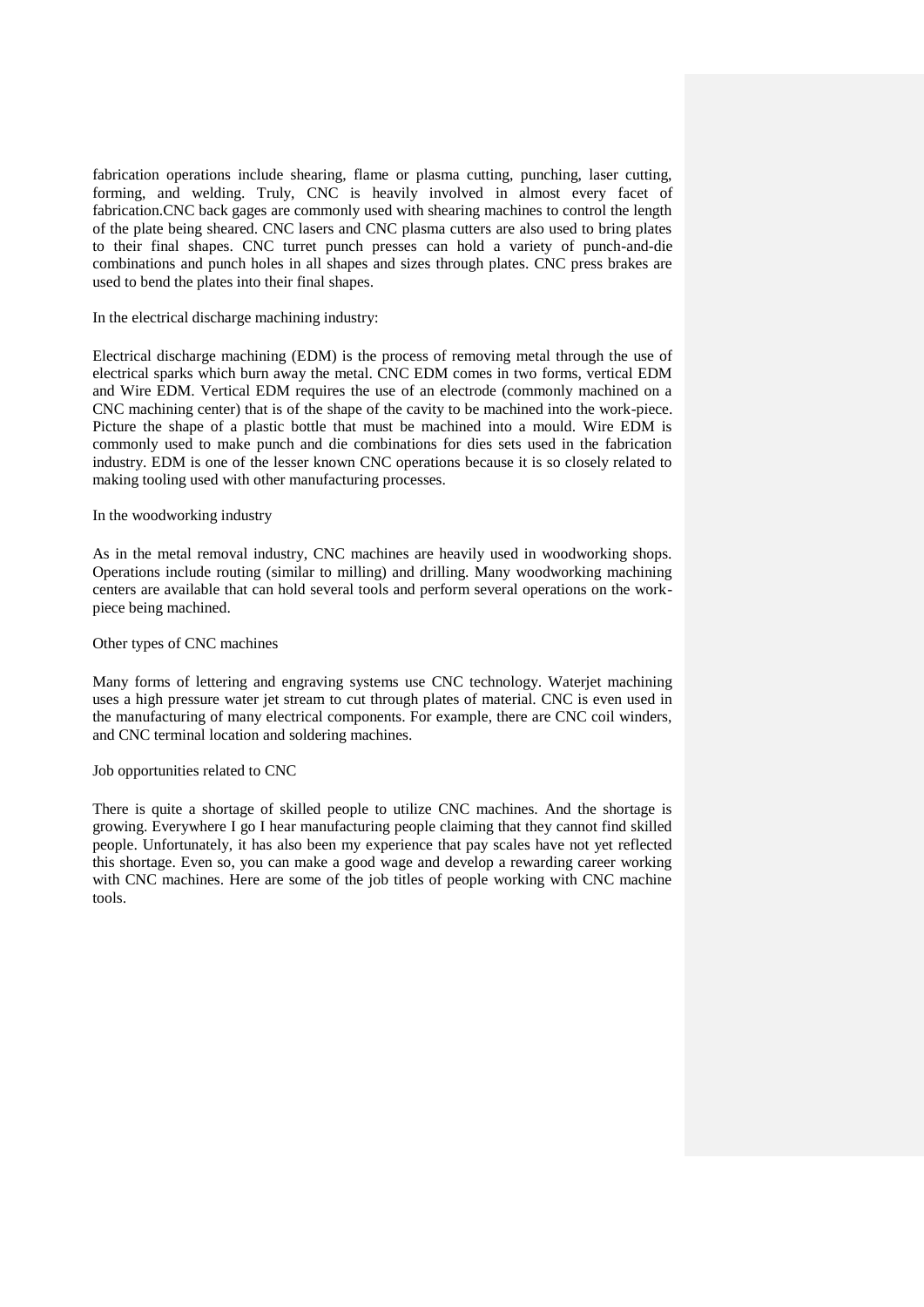fabrication operations include shearing, flame or plasma cutting, punching, laser cutting, forming, and welding. Truly, CNC is heavily involved in almost every facet of fabrication.CNC back gages are commonly used with shearing machines to control the length of the plate being sheared. CNC lasers and CNC plasma cutters are also used to bring plates to their final shapes. CNC turret punch presses can hold a variety of punch-and-die combinations and punch holes in all shapes and sizes through plates. CNC press brakes are used to bend the plates into their final shapes.

In the electrical discharge machining industry:

Electrical discharge machining (EDM) is the process of removing metal through the use of electrical sparks which burn away the metal. CNC EDM comes in two forms, vertical EDM and Wire EDM. Vertical EDM requires the use of an electrode (commonly machined on a CNC machining center) that is of the shape of the cavity to be machined into the work-piece. Picture the shape of a plastic bottle that must be machined into a mould. Wire EDM is commonly used to make punch and die combinations for dies sets used in the fabrication industry. EDM is one of the lesser known CNC operations because it is so closely related to making tooling used with other manufacturing processes.

In the woodworking industry

As in the metal removal industry, CNC machines are heavily used in woodworking shops. Operations include routing (similar to milling) and drilling. Many woodworking machining centers are available that can hold several tools and perform several operations on the work-piece being machined.

Other types of CNC machines

Many forms of lettering and engraving systems use CNC technology. Waterjet machining uses a high pressure water jet stream to cut through plates of material. CNC is even used in the manufacturing of many electrical components. For example, there are CNC coil winders, and CNC terminal location and soldering machines.

Job opportunities related to CNC

There is quite a shortage of skilled people to utilize CNC machines. And the shortage is growing. Everywhere I go I hear manufacturing people claiming that they cannot find skilled people. Unfortunately, it has also been my experience that pay scales have not yet reflected this shortage. Even so, you can make a good wage and develop a rewarding career working with CNC machines. Here are some of the job titles of people working with CNC machine tools.